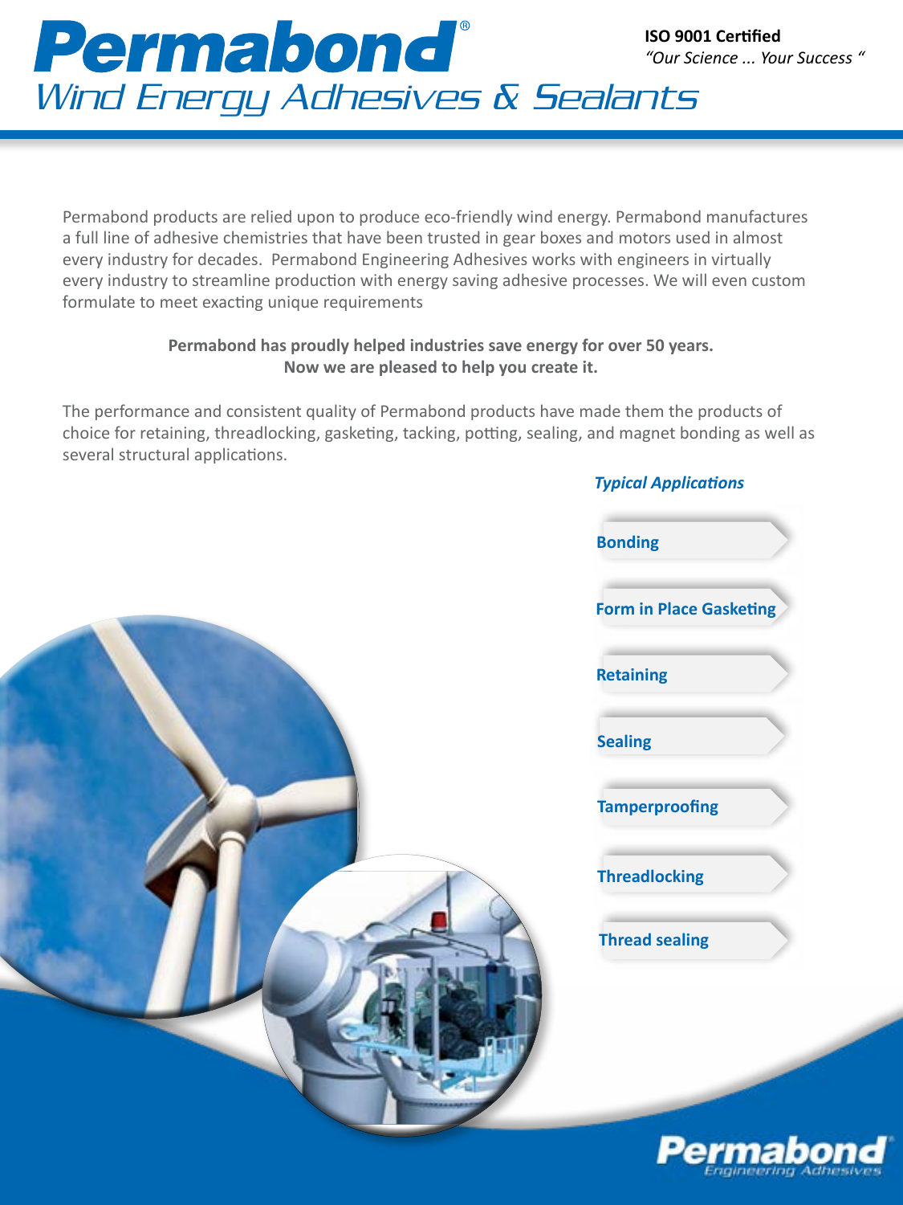# Permabond®

## Wind Energy Adhesives & Sealants

**ISO 9001 Certified**
*"Our Science ... Your Success "*

Permabond products are relied upon to produce eco-friendly wind energy. Permabond manufactures a full line of adhesive chemistries that have been trusted in gear boxes and motors used in almost every industry for decades. Permabond Engineering Adhesives works with engineers in virtually every industry to streamline production with energy saving adhesive processes. We will even custom formulate to meet exacting unique requirements

**Permabond has proudly helped industries save energy for over 50 years.**
**Now we are pleased to help you create it.**

The performance and consistent quality of Permabond products have made them the products of choice for retaining, threadlocking, gasketing, tacking, potting, sealing, and magnet bonding as well as several structural applications.

***Typical Applications***

- **Bonding**
- **Form in Place Gasketing**
- **Retaining**
- **Sealing**
- **Tamperproofing**
- **Threadlocking**
- **Thread sealing**

Permabond
Engineering Adhesives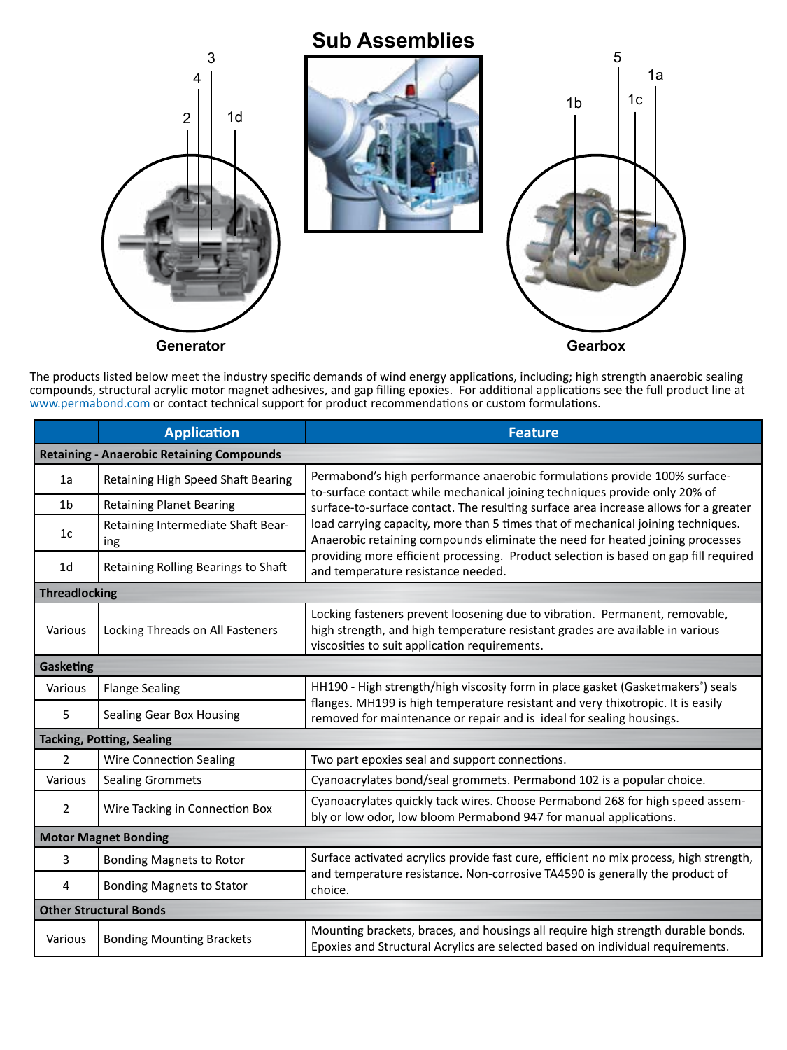## Sub Assemblies

Generator

Gearbox

The products listed below meet the industry specific demands of wind energy applications, including; high strength anaerobic sealing compounds, structural acrylic motor magnet adhesives, and gap filling epoxies. For additional applications see the full product line at www.permabond.com or contact technical support for product recommendations or custom formulations.

| | Application | Feature |
|---|---|---|
| **Retaining - Anaerobic Retaining Compounds** | | |
| 1a | Retaining High Speed Shaft Bearing | Permabond's high performance anaerobic formulations provide 100% surface-to-surface contact while mechanical joining techniques provide only 20% of surface-to-surface contact. The resulting surface area increase allows for a greater load carrying capacity, more than 5 times that of mechanical joining techniques. Anaerobic retaining compounds eliminate the need for heated joining processes providing more efficient processing. Product selection is based on gap fill required and temperature resistance needed. |
| 1b | Retaining Planet Bearing | |
| 1c | Retaining Intermediate Shaft Bearing | |
| 1d | Retaining Rolling Bearings to Shaft | |
| **Threadlocking** | | |
| Various | Locking Threads on All Fasteners | Locking fasteners prevent loosening due to vibration. Permanent, removable, high strength, and high temperature resistant grades are available in various viscosities to suit application requirements. |
| **Gasketing** | | |
| Various | Flange Sealing | HH190 - High strength/high viscosity form in place gasket (Gasketmakers®) seals flanges. MH199 is high temperature resistant and very thixotropic. It is easily removed for maintenance or repair and is ideal for sealing housings. |
| 5 | Sealing Gear Box Housing | |
| **Tacking, Potting, Sealing** | | |
| 2 | Wire Connection Sealing | Two part epoxies seal and support connections. |
| Various | Sealing Grommets | Cyanoacrylates bond/seal grommets. Permabond 102 is a popular choice. |
| 2 | Wire Tacking in Connection Box | Cyanoacrylates quickly tack wires. Choose Permabond 268 for high speed assembly or low odor, low bloom Permabond 947 for manual applications. |
| **Motor Magnet Bonding** | | |
| 3 | Bonding Magnets to Rotor | Surface activated acrylics provide fast cure, efficient no mix process, high strength, and temperature resistance. Non-corrosive TA4590 is generally the product of choice. |
| 4 | Bonding Magnets to Stator | |
| **Other Structural Bonds** | | |
| Various | Bonding Mounting Brackets | Mounting brackets, braces, and housings all require high strength durable bonds. Epoxies and Structural Acrylics are selected based on individual requirements. |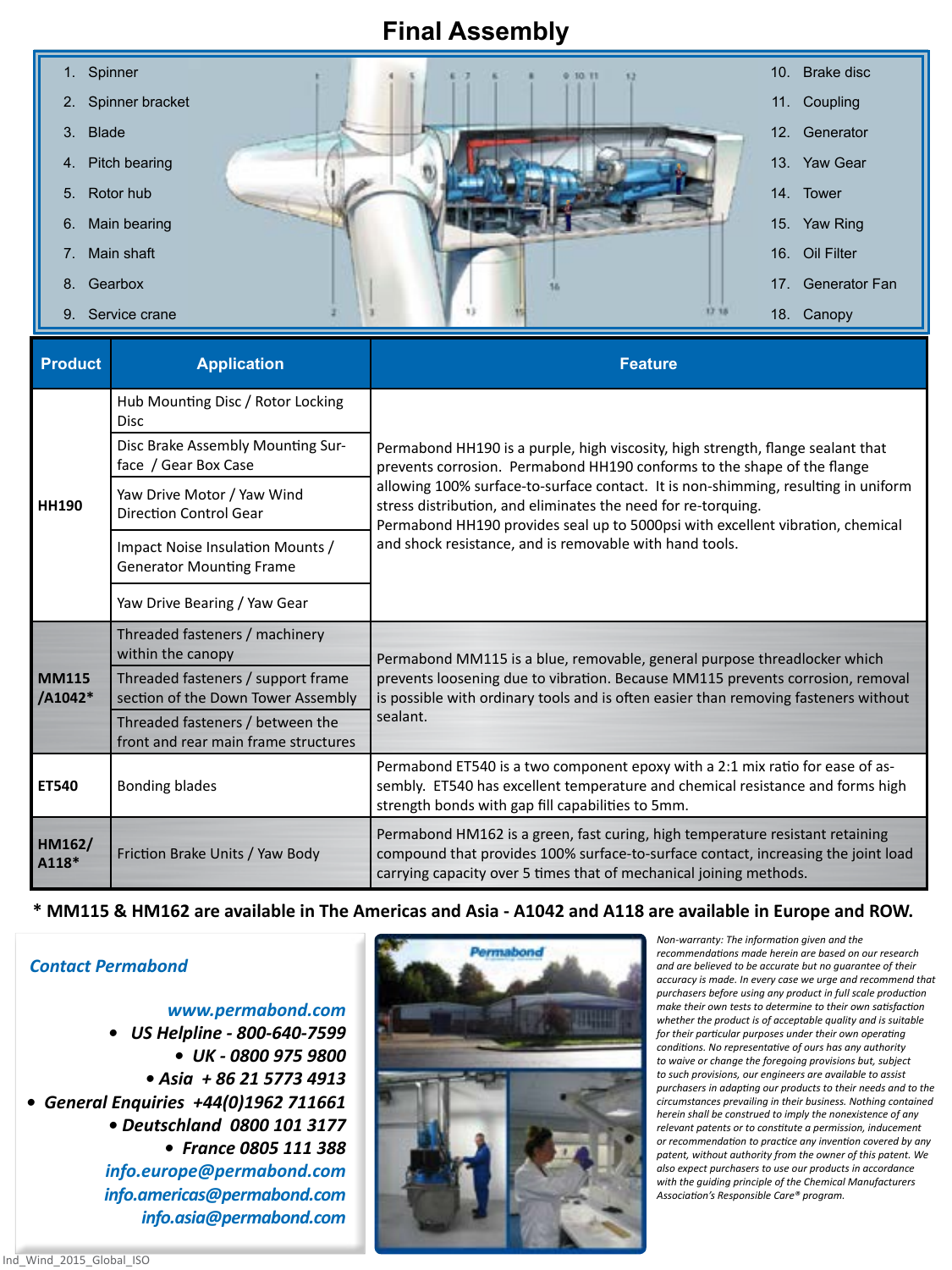# Final Assembly

1. Spinner
2. Spinner bracket
3. Blade
4. Pitch bearing
5. Rotor hub
6. Main bearing
7. Main shaft
8. Gearbox
9. Service crane
10. Brake disc
11. Coupling
12. Generator
13. Yaw Gear
14. Tower
15. Yaw Ring
16. Oil Filter
17. Generator Fan
18. Canopy

| Product | Application | Feature |
|---|---|---|
| HH190 | Hub Mounting Disc / Rotor Locking Disc | Permabond HH190 is a purple, high viscosity, high strength, flange sealant that prevents corrosion. Permabond HH190 conforms to the shape of the flange allowing 100% surface-to-surface contact. It is non-shimming, resulting in uniform stress distribution, and eliminates the need for re-torquing. Permabond HH190 provides seal up to 5000psi with excellent vibration, chemical and shock resistance, and is removable with hand tools. |
| | Disc Brake Assembly Mounting Surface / Gear Box Case | |
| | Yaw Drive Motor / Yaw Wind Direction Control Gear | |
| | Impact Noise Insulation Mounts / Generator Mounting Frame | |
| | Yaw Drive Bearing / Yaw Gear | |
| MM115 /A1042* | Threaded fasteners / machinery within the canopy | Permabond MM115 is a blue, removable, general purpose threadlocker which prevents loosening due to vibration. Because MM115 prevents corrosion, removal is possible with ordinary tools and is often easier than removing fasteners without sealant. |
| | Threaded fasteners / support frame section of the Down Tower Assembly | |
| | Threaded fasteners / between the front and rear main frame structures | |
| ET540 | Bonding blades | Permabond ET540 is a two component epoxy with a 2:1 mix ratio for ease of assembly. ET540 has excellent temperature and chemical resistance and forms high strength bonds with gap fill capabilities to 5mm. |
| HM162/ A118* | Friction Brake Units / Yaw Body | Permabond HM162 is a green, fast curing, high temperature resistant retaining compound that provides 100% surface-to-surface contact, increasing the joint load carrying capacity over 5 times that of mechanical joining methods. |

**\* MM115 & HM162 are available in The Americas and Asia - A1042 and A118 are available in Europe and ROW.**

## *Contact Permabond*

*www.permabond.com*

- *US Helpline - 800-640-7599*
- *UK - 0800 975 9800*
- *Asia + 86 21 5773 4913*
- *General Enquiries +44(0)1962 711661*
- *Deutschland 0800 101 3177*
- *France 0805 111 388*

*info.europe@permabond.com*
*info.americas@permabond.com*
*info.asia@permabond.com*

*Non-warranty: The information given and the recommendations made herein are based on our research and are believed to be accurate but no guarantee of their accuracy is made. In every case we urge and recommend that purchasers before using any product in full scale production make their own tests to determine to their own satisfaction whether the product is of acceptable quality and is suitable for their particular purposes under their own operating conditions. No representative of ours has any authority to waive or change the foregoing provisions but, subject to such provisions, our engineers are available to assist purchasers in adapting our products to their needs and to the circumstances prevailing in their business. Nothing contained herein shall be construed to imply the nonexistence of any relevant patents or to constitute a permission, inducement or recommendation to practice any invention covered by any patent, without authority from the owner of this patent. We also expect purchasers to use our products in accordance with the guiding principle of the Chemical Manufacturers Association's Responsible Care® program.*

Ind_Wind_2015_Global_ISO